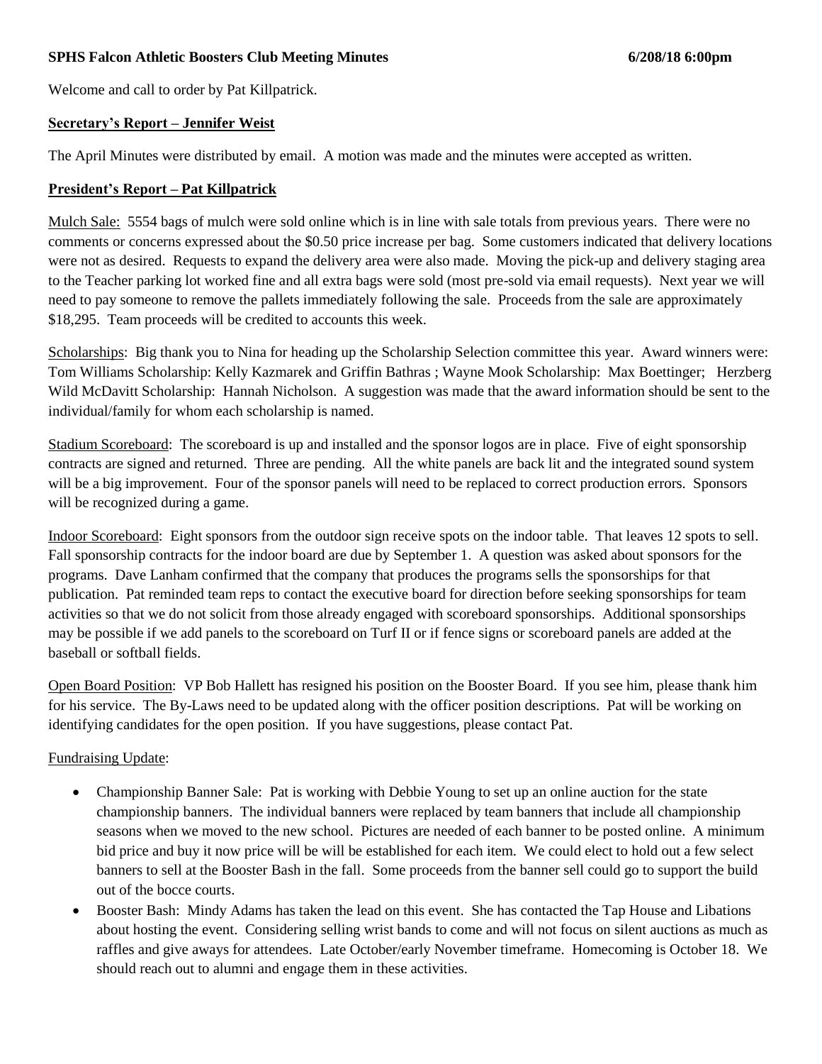**SPHS Falcon Athletic Boosters Club Meeting Minutes 6/208/18 6:00pm**

Welcome and call to order by Pat Killpatrick.

## Secretary's Report – Jennifer Weist

The April Minutes were distributed by email. A motion was made and the minutes were accepted as written.

## President's Report – Pat Killpatrick

Mulch Sale: 5554 bags of mulch were sold online which is in line with sale totals from previous years. There were no comments or concerns expressed about the $0.50 price increase per bag. Some customers indicated that delivery locations were not as desired. Requests to expand the delivery area were also made. Moving the pick-up and delivery staging area to the Teacher parking lot worked fine and all extra bags were sold (most pre-sold via email requests). Next year we will need to pay someone to remove the pallets immediately following the sale. Proceeds from the sale are approximately $18,295. Team proceeds will be credited to accounts this week.

Scholarships: Big thank you to Nina for heading up the Scholarship Selection committee this year. Award winners were: Tom Williams Scholarship: Kelly Kazmarek and Griffin Bathras ; Wayne Mook Scholarship: Max Boettinger; Herzberg Wild McDavitt Scholarship: Hannah Nicholson. A suggestion was made that the award information should be sent to the individual/family for whom each scholarship is named.

Stadium Scoreboard: The scoreboard is up and installed and the sponsor logos are in place. Five of eight sponsorship contracts are signed and returned. Three are pending. All the white panels are back lit and the integrated sound system will be a big improvement. Four of the sponsor panels will need to be replaced to correct production errors. Sponsors will be recognized during a game.

Indoor Scoreboard: Eight sponsors from the outdoor sign receive spots on the indoor table. That leaves 12 spots to sell. Fall sponsorship contracts for the indoor board are due by September 1. A question was asked about sponsors for the programs. Dave Lanham confirmed that the company that produces the programs sells the sponsorships for that publication. Pat reminded team reps to contact the executive board for direction before seeking sponsorships for team activities so that we do not solicit from those already engaged with scoreboard sponsorships. Additional sponsorships may be possible if we add panels to the scoreboard on Turf II or if fence signs or scoreboard panels are added at the baseball or softball fields.

Open Board Position: VP Bob Hallett has resigned his position on the Booster Board. If you see him, please thank him for his service. The By-Laws need to be updated along with the officer position descriptions. Pat will be working on identifying candidates for the open position. If you have suggestions, please contact Pat.

Fundraising Update:

- Championship Banner Sale: Pat is working with Debbie Young to set up an online auction for the state championship banners. The individual banners were replaced by team banners that include all championship seasons when we moved to the new school. Pictures are needed of each banner to be posted online. A minimum bid price and buy it now price will be will be established for each item. We could elect to hold out a few select banners to sell at the Booster Bash in the fall. Some proceeds from the banner sell could go to support the build out of the bocce courts.
- Booster Bash: Mindy Adams has taken the lead on this event. She has contacted the Tap House and Libations about hosting the event. Considering selling wrist bands to come and will not focus on silent auctions as much as raffles and give aways for attendees. Late October/early November timeframe. Homecoming is October 18. We should reach out to alumni and engage them in these activities.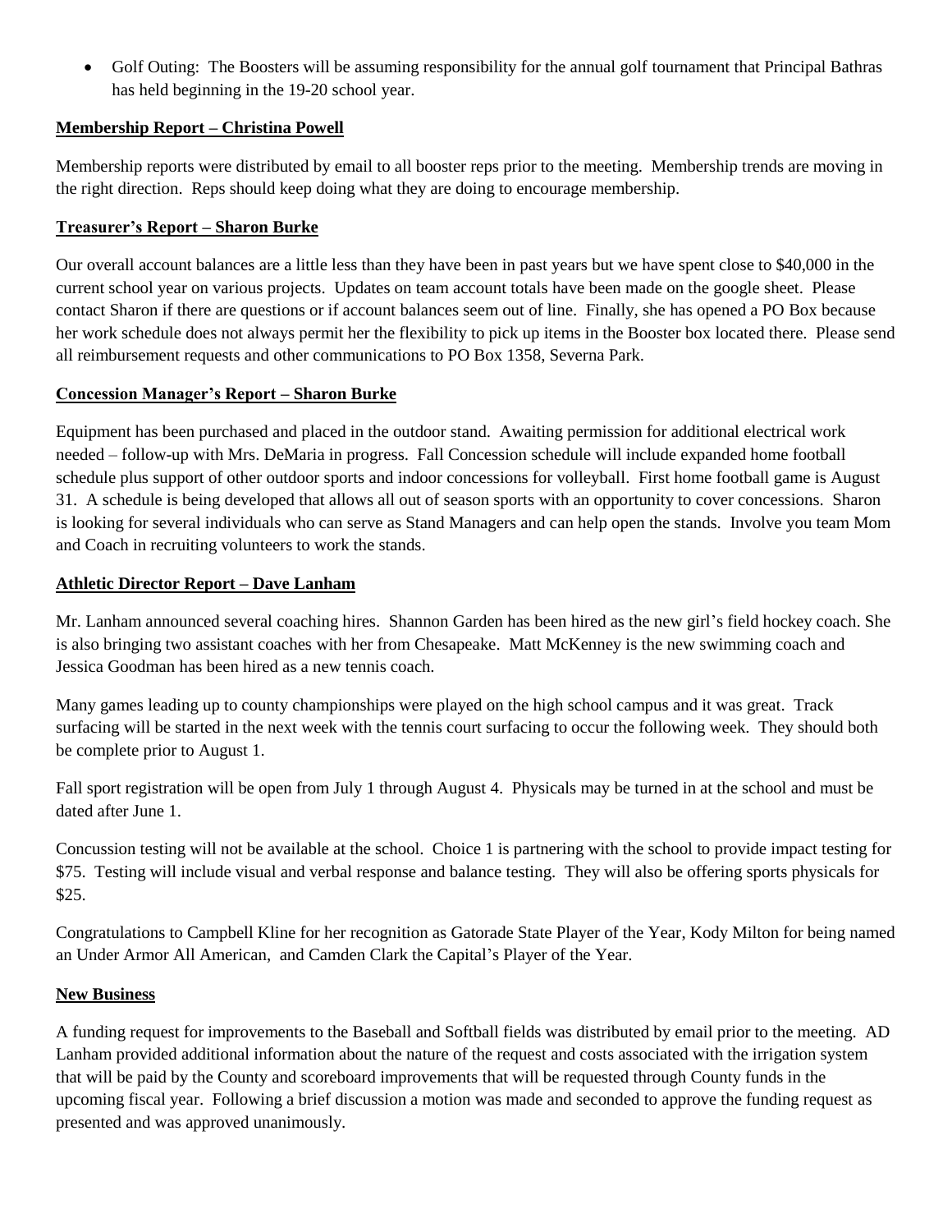- Golf Outing: The Boosters will be assuming responsibility for the annual golf tournament that Principal Bathras has held beginning in the 19-20 school year.

**Membership Report – Christina Powell**

Membership reports were distributed by email to all booster reps prior to the meeting. Membership trends are moving in the right direction. Reps should keep doing what they are doing to encourage membership.

**Treasurer's Report – Sharon Burke**

Our overall account balances are a little less than they have been in past years but we have spent close to $40,000 in the current school year on various projects. Updates on team account totals have been made on the google sheet. Please contact Sharon if there are questions or if account balances seem out of line. Finally, she has opened a PO Box because her work schedule does not always permit her the flexibility to pick up items in the Booster box located there. Please send all reimbursement requests and other communications to PO Box 1358, Severna Park.

**Concession Manager's Report – Sharon Burke**

Equipment has been purchased and placed in the outdoor stand. Awaiting permission for additional electrical work needed – follow-up with Mrs. DeMaria in progress. Fall Concession schedule will include expanded home football schedule plus support of other outdoor sports and indoor concessions for volleyball. First home football game is August 31. A schedule is being developed that allows all out of season sports with an opportunity to cover concessions. Sharon is looking for several individuals who can serve as Stand Managers and can help open the stands. Involve you team Mom and Coach in recruiting volunteers to work the stands.

**Athletic Director Report – Dave Lanham**

Mr. Lanham announced several coaching hires. Shannon Garden has been hired as the new girl's field hockey coach. She is also bringing two assistant coaches with her from Chesapeake. Matt McKenney is the new swimming coach and Jessica Goodman has been hired as a new tennis coach.

Many games leading up to county championships were played on the high school campus and it was great. Track surfacing will be started in the next week with the tennis court surfacing to occur the following week. They should both be complete prior to August 1.

Fall sport registration will be open from July 1 through August 4. Physicals may be turned in at the school and must be dated after June 1.

Concussion testing will not be available at the school. Choice 1 is partnering with the school to provide impact testing for $75. Testing will include visual and verbal response and balance testing. They will also be offering sports physicals for $25.

Congratulations to Campbell Kline for her recognition as Gatorade State Player of the Year, Kody Milton for being named an Under Armor All American, and Camden Clark the Capital's Player of the Year.

**New Business**

A funding request for improvements to the Baseball and Softball fields was distributed by email prior to the meeting. AD Lanham provided additional information about the nature of the request and costs associated with the irrigation system that will be paid by the County and scoreboard improvements that will be requested through County funds in the upcoming fiscal year. Following a brief discussion a motion was made and seconded to approve the funding request as presented and was approved unanimously.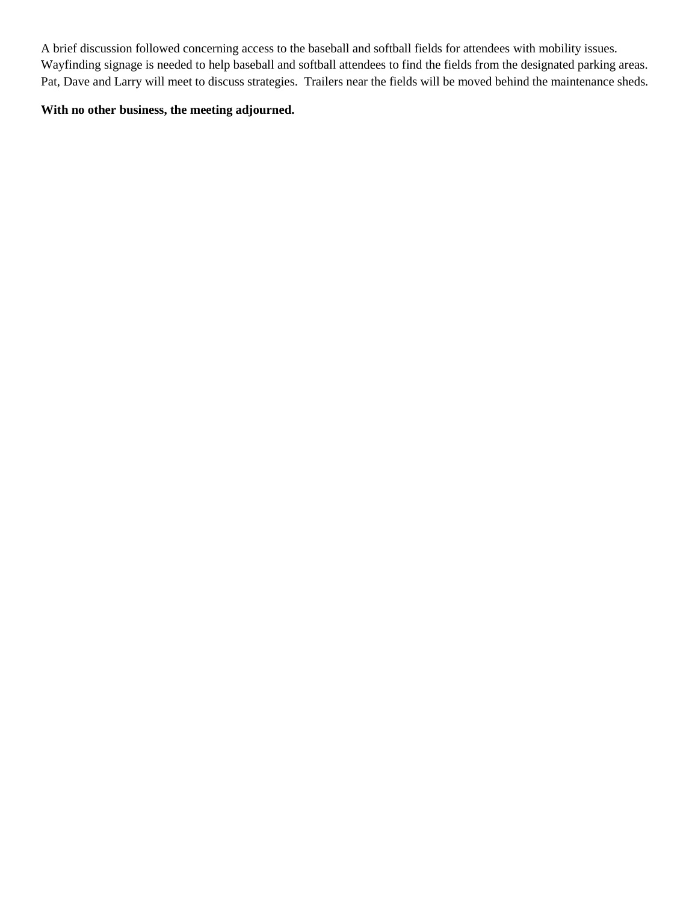A brief discussion followed concerning access to the baseball and softball fields for attendees with mobility issues. Wayfinding signage is needed to help baseball and softball attendees to find the fields from the designated parking areas. Pat, Dave and Larry will meet to discuss strategies. Trailers near the fields will be moved behind the maintenance sheds.

**With no other business, the meeting adjourned.**